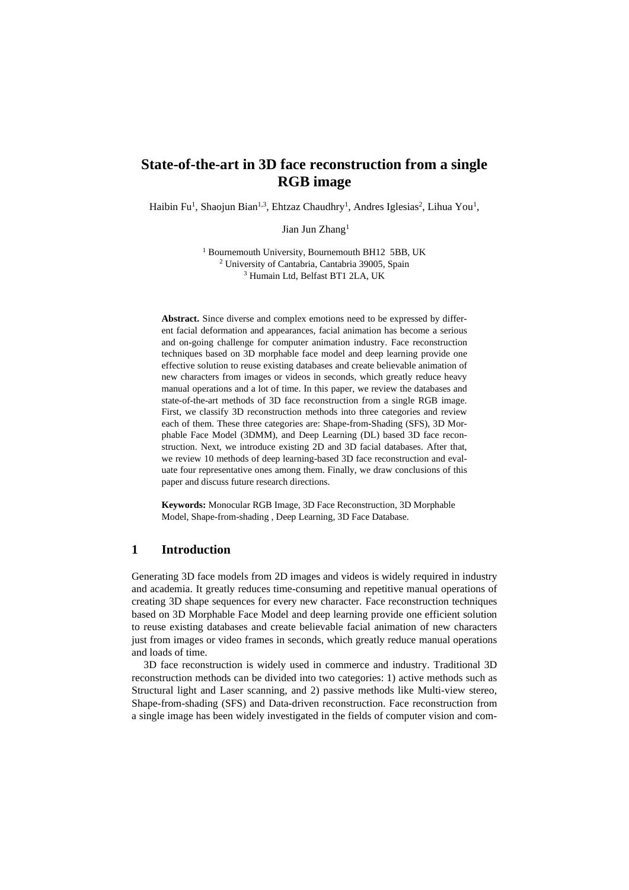# State-of-the-art in 3D face reconstruction from a single RGB image

Haibin Fu[1], Shaojun Bian[1,3], Ehtzaz Chaudhry[1], Andres Iglesias[2], Lihua You[1], Jian Jun Zhang[1]

[1] Bournemouth University, Bournemouth BH12 5BB, UK
[2] University of Cantabria, Cantabria 39005, Spain
[3] Humain Ltd, Belfast BT1 2LA, UK

**Abstract.** Since diverse and complex emotions need to be expressed by different facial deformation and appearances, facial animation has become a serious and on-going challenge for computer animation industry. Face reconstruction techniques based on 3D morphable face model and deep learning provide one effective solution to reuse existing databases and create believable animation of new characters from images or videos in seconds, which greatly reduce heavy manual operations and a lot of time. In this paper, we review the databases and state-of-the-art methods of 3D face reconstruction from a single RGB image. First, we classify 3D reconstruction methods into three categories and review each of them. These three categories are: Shape-from-Shading (SFS), 3D Morphable Face Model (3DMM), and Deep Learning (DL) based 3D face reconstruction. Next, we introduce existing 2D and 3D facial databases. After that, we review 10 methods of deep learning-based 3D face reconstruction and evaluate four representative ones among them. Finally, we draw conclusions of this paper and discuss future research directions.

**Keywords:** Monocular RGB Image, 3D Face Reconstruction, 3D Morphable Model, Shape-from-shading , Deep Learning, 3D Face Database.

## 1 Introduction

Generating 3D face models from 2D images and videos is widely required in industry and academia. It greatly reduces time-consuming and repetitive manual operations of creating 3D shape sequences for every new character. Face reconstruction techniques based on 3D Morphable Face Model and deep learning provide one efficient solution to reuse existing databases and create believable facial animation of new characters just from images or video frames in seconds, which greatly reduce manual operations and loads of time.

3D face reconstruction is widely used in commerce and industry. Traditional 3D reconstruction methods can be divided into two categories: 1) active methods such as Structural light and Laser scanning, and 2) passive methods like Multi-view stereo, Shape-from-shading (SFS) and Data-driven reconstruction. Face reconstruction from a single image has been widely investigated in the fields of computer vision and com-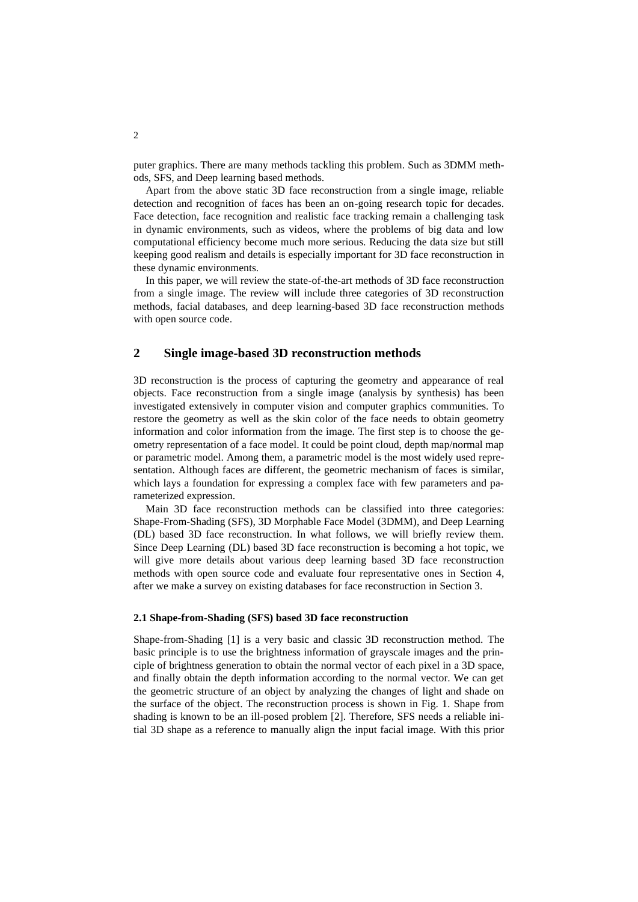puter graphics. There are many methods tackling this problem. Such as 3DMM methods, SFS, and Deep learning based methods.

Apart from the above static 3D face reconstruction from a single image, reliable detection and recognition of faces has been an on-going research topic for decades. Face detection, face recognition and realistic face tracking remain a challenging task in dynamic environments, such as videos, where the problems of big data and low computational efficiency become much more serious. Reducing the data size but still keeping good realism and details is especially important for 3D face reconstruction in these dynamic environments.

In this paper, we will review the state-of-the-art methods of 3D face reconstruction from a single image. The review will include three categories of 3D reconstruction methods, facial databases, and deep learning-based 3D face reconstruction methods with open source code.

## 2 Single image-based 3D reconstruction methods

3D reconstruction is the process of capturing the geometry and appearance of real objects. Face reconstruction from a single image (analysis by synthesis) has been investigated extensively in computer vision and computer graphics communities. To restore the geometry as well as the skin color of the face needs to obtain geometry information and color information from the image. The first step is to choose the geometry representation of a face model. It could be point cloud, depth map/normal map or parametric model. Among them, a parametric model is the most widely used representation. Although faces are different, the geometric mechanism of faces is similar, which lays a foundation for expressing a complex face with few parameters and parameterized expression.

Main 3D face reconstruction methods can be classified into three categories: Shape-From-Shading (SFS), 3D Morphable Face Model (3DMM), and Deep Learning (DL) based 3D face reconstruction. In what follows, we will briefly review them. Since Deep Learning (DL) based 3D face reconstruction is becoming a hot topic, we will give more details about various deep learning based 3D face reconstruction methods with open source code and evaluate four representative ones in Section 4, after we make a survey on existing databases for face reconstruction in Section 3.

### 2.1 Shape-from-Shading (SFS) based 3D face reconstruction

Shape-from-Shading [1] is a very basic and classic 3D reconstruction method. The basic principle is to use the brightness information of grayscale images and the principle of brightness generation to obtain the normal vector of each pixel in a 3D space, and finally obtain the depth information according to the normal vector. We can get the geometric structure of an object by analyzing the changes of light and shade on the surface of the object. The reconstruction process is shown in Fig. 1. Shape from shading is known to be an ill-posed problem [2]. Therefore, SFS needs a reliable initial 3D shape as a reference to manually align the input facial image. With this prior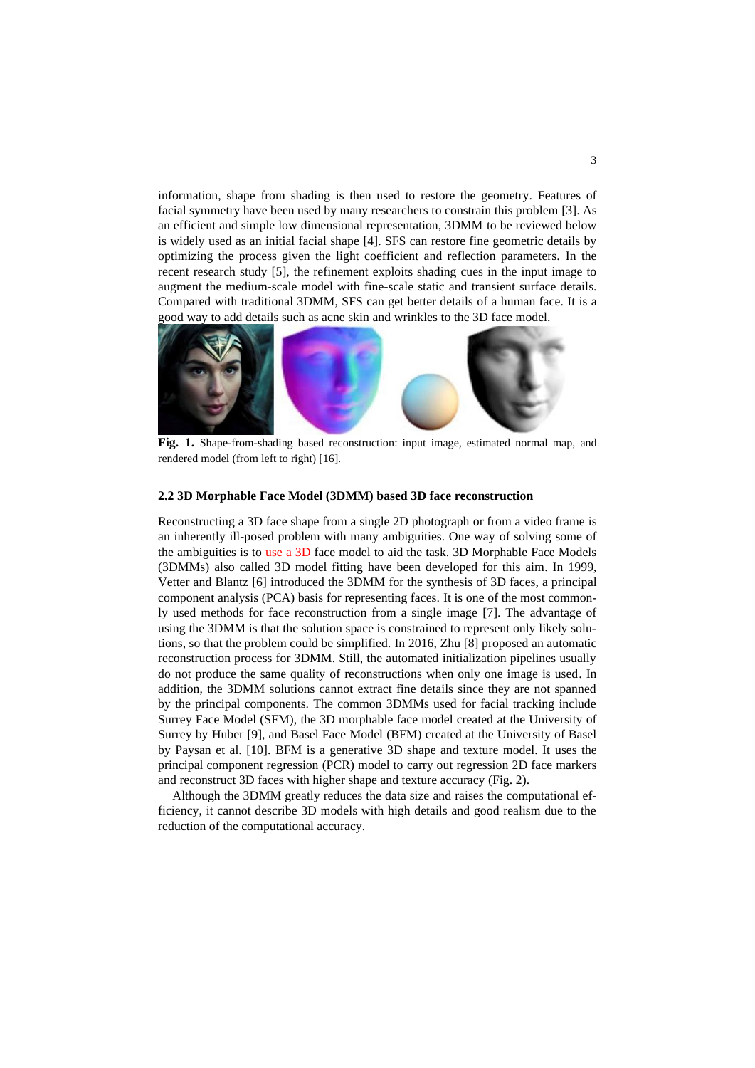information, shape from shading is then used to restore the geometry. Features of facial symmetry have been used by many researchers to constrain this problem [3]. As an efficient and simple low dimensional representation, 3DMM to be reviewed below is widely used as an initial facial shape [4]. SFS can restore fine geometric details by optimizing the process given the light coefficient and reflection parameters. In the recent research study [5], the refinement exploits shading cues in the input image to augment the medium-scale model with fine-scale static and transient surface details. Compared with traditional 3DMM, SFS can get better details of a human face. It is a good way to add details such as acne skin and wrinkles to the 3D face model.

**Fig. 1.** Shape-from-shading based reconstruction: input image, estimated normal map, and rendered model (from left to right) [16].

### 2.2 3D Morphable Face Model (3DMM) based 3D face reconstruction

Reconstructing a 3D face shape from a single 2D photograph or from a video frame is an inherently ill-posed problem with many ambiguities. One way of solving some of the ambiguities is to use a 3D face model to aid the task. 3D Morphable Face Models (3DMMs) also called 3D model fitting have been developed for this aim. In 1999, Vetter and Blantz [6] introduced the 3DMM for the synthesis of 3D faces, a principal component analysis (PCA) basis for representing faces. It is one of the most commonly used methods for face reconstruction from a single image [7]. The advantage of using the 3DMM is that the solution space is constrained to represent only likely solutions, so that the problem could be simplified. In 2016, Zhu [8] proposed an automatic reconstruction process for 3DMM. Still, the automated initialization pipelines usually do not produce the same quality of reconstructions when only one image is used. In addition, the 3DMM solutions cannot extract fine details since they are not spanned by the principal components. The common 3DMMs used for facial tracking include Surrey Face Model (SFM), the 3D morphable face model created at the University of Surrey by Huber [9], and Basel Face Model (BFM) created at the University of Basel by Paysan et al. [10]. BFM is a generative 3D shape and texture model. It uses the principal component regression (PCR) model to carry out regression 2D face markers and reconstruct 3D faces with higher shape and texture accuracy (Fig. 2).

Although the 3DMM greatly reduces the data size and raises the computational efficiency, it cannot describe 3D models with high details and good realism due to the reduction of the computational accuracy.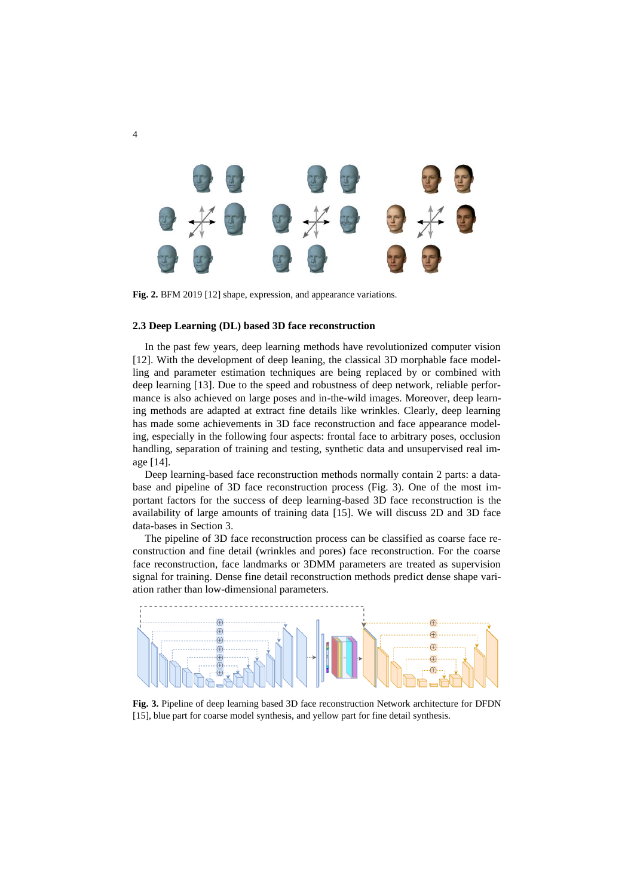**Fig. 2.** BFM 2019 [12] shape, expression, and appearance variations.

### 2.3 Deep Learning (DL) based 3D face reconstruction

In the past few years, deep learning methods have revolutionized computer vision [12]. With the development of deep leaning, the classical 3D morphable face modelling and parameter estimation techniques are being replaced by or combined with deep learning [13]. Due to the speed and robustness of deep network, reliable performance is also achieved on large poses and in-the-wild images. Moreover, deep learning methods are adapted at extract fine details like wrinkles. Clearly, deep learning has made some achievements in 3D face reconstruction and face appearance modeling, especially in the following four aspects: frontal face to arbitrary poses, occlusion handling, separation of training and testing, synthetic data and unsupervised real image [14].

Deep learning-based face reconstruction methods normally contain 2 parts: a database and pipeline of 3D face reconstruction process (Fig. 3). One of the most important factors for the success of deep learning-based 3D face reconstruction is the availability of large amounts of training data [15]. We will discuss 2D and 3D face data-bases in Section 3.

The pipeline of 3D face reconstruction process can be classified as coarse face reconstruction and fine detail (wrinkles and pores) face reconstruction. For the coarse face reconstruction, face landmarks or 3DMM parameters are treated as supervision signal for training. Dense fine detail reconstruction methods predict dense shape variation rather than low-dimensional parameters.

**Fig. 3.** Pipeline of deep learning based 3D face reconstruction Network architecture for DFDN [15], blue part for coarse model synthesis, and yellow part for fine detail synthesis.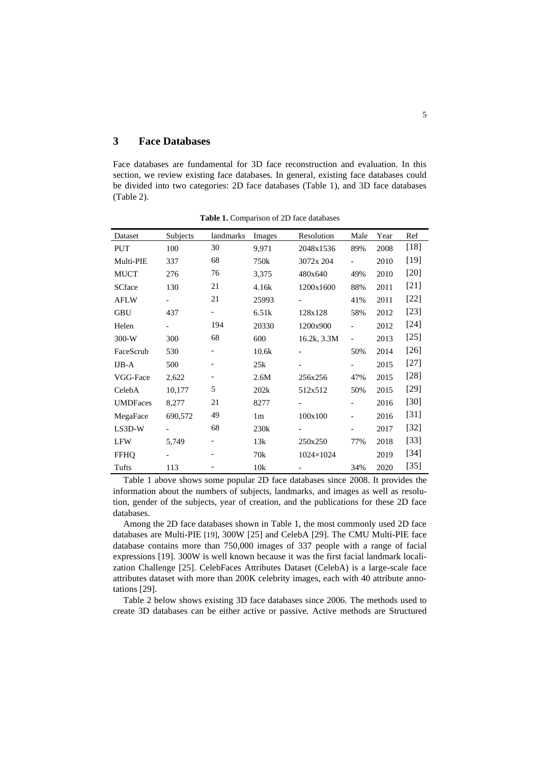## 3 Face Databases

Face databases are fundamental for 3D face reconstruction and evaluation. In this section, we review existing face databases. In general, existing face databases could be divided into two categories: 2D face databases (Table 1), and 3D face databases (Table 2).

**Table 1.** Comparison of 2D face databases

| Dataset | Subjects | landmarks | Images | Resolution | Male | Year | Ref |
|---|---|---|---|---|---|---|---|
| PUT | 100 | 30 | 9,971 | 2048x1536 | 89% | 2008 | [18] |
| Multi-PIE | 337 | 68 | 750k | 3072x 204 | - | 2010 | [19] |
| MUCT | 276 | 76 | 3,375 | 480x640 | 49% | 2010 | [20] |
| SCface | 130 | 21 | 4.16k | 1200x1600 | 88% | 2011 | [21] |
| AFLW | - | 21 | 25993 | - | 41% | 2011 | [22] |
| GBU | 437 | - | 6.51k | 128x128 | 58% | 2012 | [23] |
| Helen | - | 194 | 20330 | 1200x900 | - | 2012 | [24] |
| 300-W | 300 | 68 | 600 | 16.2k, 3.3M | - | 2013 | [25] |
| FaceScrub | 530 | - | 10.6k | - | 50% | 2014 | [26] |
| IJB-A | 500 | - | 25k | - | - | 2015 | [27] |
| VGG-Face | 2,622 | - | 2.6M | 256x256 | 47% | 2015 | [28] |
| CelebA | 10,177 | 5 | 202k | 512x512 | 50% | 2015 | [29] |
| UMDFaces | 8,277 | 21 | 8277 | - | - | 2016 | [30] |
| MegaFace | 690,572 | 49 | 1m | 100x100 | - | 2016 | [31] |
| LS3D-W | - | 68 | 230k | - | - | 2017 | [32] |
| LFW | 5,749 | - | 13k | 250x250 | 77% | 2018 | [33] |
| FFHQ | - | - | 70k | 1024×1024 | | 2019 | [34] |
| Tufts | 113 | - | 10k | - | 34% | 2020 | [35] |

Table 1 above shows some popular 2D face databases since 2008. It provides the information about the numbers of subjects, landmarks, and images as well as resolution, gender of the subjects, year of creation, and the publications for these 2D face databases.

Among the 2D face databases shown in Table 1, the most commonly used 2D face databases are Multi-PIE [19], 300W [25] and CelebA [29]. The CMU Multi-PIE face database contains more than 750,000 images of 337 people with a range of facial expressions [19]. 300W is well known because it was the first facial landmark localization Challenge [25]. CelebFaces Attributes Dataset (CelebA) is a large-scale face attributes dataset with more than 200K celebrity images, each with 40 attribute annotations [29].

Table 2 below shows existing 3D face databases since 2006. The methods used to create 3D databases can be either active or passive. Active methods are Structured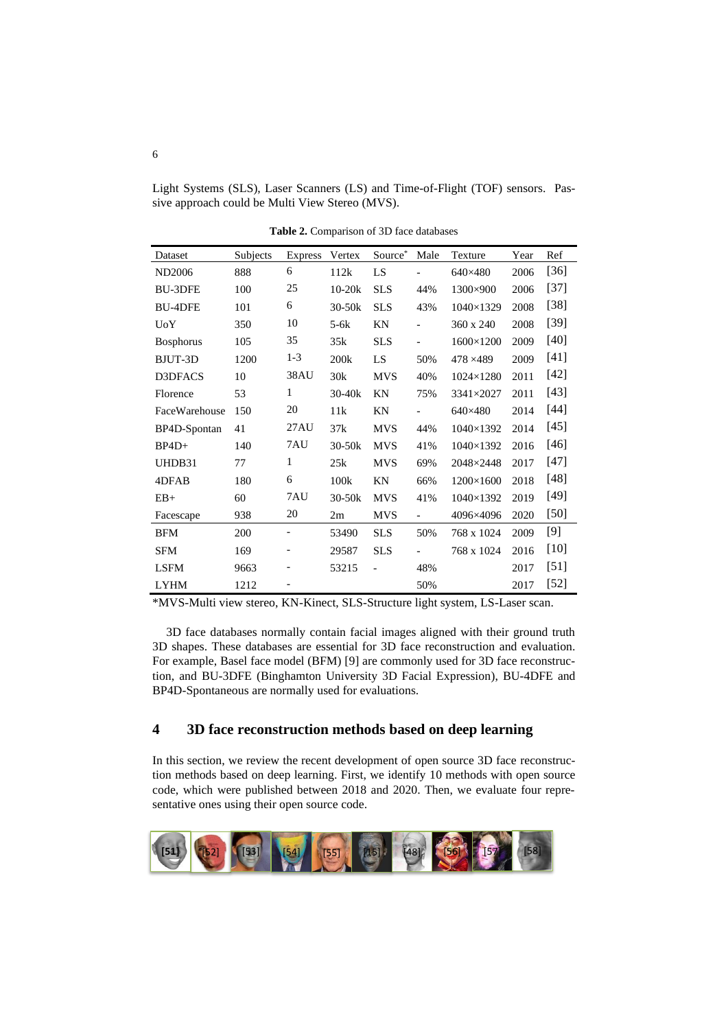Light Systems (SLS), Laser Scanners (LS) and Time-of-Flight (TOF) sensors. Passive approach could be Multi View Stereo (MVS).

**Table 2.** Comparison of 3D face databases

| Dataset | Subjects | Express | Vertex | Source* | Male | Texture | Year | Ref |
|---|---|---|---|---|---|---|---|---|
| ND2006 | 888 | 6 | 112k | LS | - | 640×480 | 2006 | [36] |
| BU-3DFE | 100 | 25 | 10-20k | SLS | 44% | 1300×900 | 2006 | [37] |
| BU-4DFE | 101 | 6 | 30-50k | SLS | 43% | 1040×1329 | 2008 | [38] |
| UoY | 350 | 10 | 5-6k | KN | - | 360 x 240 | 2008 | [39] |
| Bosphorus | 105 | 35 | 35k | SLS | - | 1600×1200 | 2009 | [40] |
| BJUT-3D | 1200 | 1-3 | 200k | LS | 50% | 478 ×489 | 2009 | [41] |
| D3DFACS | 10 | 38AU | 30k | MVS | 40% | 1024×1280 | 2011 | [42] |
| Florence | 53 | 1 | 30-40k | KN | 75% | 3341×2027 | 2011 | [43] |
| FaceWarehouse | 150 | 20 | 11k | KN | - | 640×480 | 2014 | [44] |
| BP4D-Spontan | 41 | 27AU | 37k | MVS | 44% | 1040×1392 | 2014 | [45] |
| BP4D+ | 140 | 7AU | 30-50k | MVS | 41% | 1040×1392 | 2016 | [46] |
| UHDB31 | 77 | 1 | 25k | MVS | 69% | 2048×2448 | 2017 | [47] |
| 4DFAB | 180 | 6 | 100k | KN | 66% | 1200×1600 | 2018 | [48] |
| EB+ | 60 | 7AU | 30-50k | MVS | 41% | 1040×1392 | 2019 | [49] |
| Facescape | 938 | 20 | 2m | MVS | - | 4096×4096 | 2020 | [50] |
| BFM | 200 | - | 53490 | SLS | 50% | 768 x 1024 | 2009 | [9] |
| SFM | 169 | - | 29587 | SLS | - | 768 x 1024 | 2016 | [10] |
| LSFM | 9663 | - | 53215 | - | 48% | | 2017 | [51] |
| LYHM | 1212 | - | | | 50% | | 2017 | [52] |

*MVS-Multi view stereo, KN-Kinect, SLS-Structure light system, LS-Laser scan.

3D face databases normally contain facial images aligned with their ground truth 3D shapes. These databases are essential for 3D face reconstruction and evaluation. For example, Basel face model (BFM) [9] are commonly used for 3D face reconstruction, and BU-3DFE (Binghamton University 3D Facial Expression), BU-4DFE and BP4D-Spontaneous are normally used for evaluations.

## 4 3D face reconstruction methods based on deep learning

In this section, we review the recent development of open source 3D face reconstruction methods based on deep learning. First, we identify 10 methods with open source code, which were published between 2018 and 2020. Then, we evaluate four representative ones using their open source code.

[51] [52] [53] [54] [55] [15] [48] [56] [57] [58]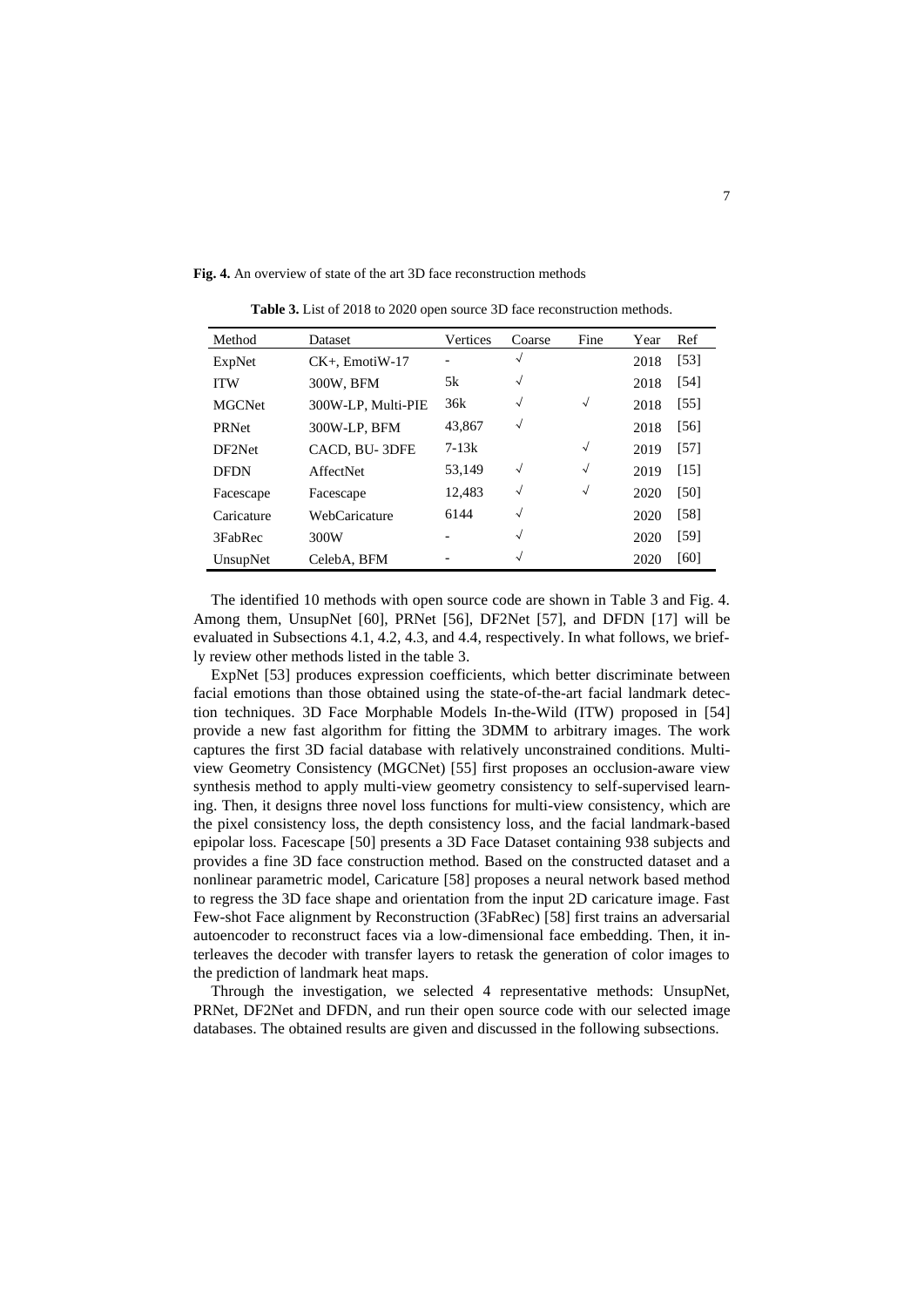**Fig. 4.** An overview of state of the art 3D face reconstruction methods

**Table 3.** List of 2018 to 2020 open source 3D face reconstruction methods.

| Method | Dataset | Vertices | Coarse | Fine | Year | Ref |
|---|---|---|---|---|---|---|
| ExpNet | CK+, EmotiW-17 | - | √ | | 2018 | [53] |
| ITW | 300W, BFM | 5k | √ | | 2018 | [54] |
| MGCNet | 300W-LP, Multi-PIE | 36k | √ | √ | 2018 | [55] |
| PRNet | 300W-LP, BFM | 43,867 | √ | | 2018 | [56] |
| DF2Net | CACD, BU- 3DFE | 7-13k | | √ | 2019 | [57] |
| DFDN | AffectNet | 53,149 | √ | √ | 2019 | [15] |
| Facescape | Facescape | 12,483 | √ | √ | 2020 | [50] |
| Caricature | WebCaricature | 6144 | √ | | 2020 | [58] |
| 3FabRec | 300W | - | √ | | 2020 | [59] |
| UnsupNet | CelebA, BFM | - | √ | | 2020 | [60] |

The identified 10 methods with open source code are shown in Table 3 and Fig. 4. Among them, UnsupNet [60], PRNet [56], DF2Net [57], and DFDN [17] will be evaluated in Subsections 4.1, 4.2, 4.3, and 4.4, respectively. In what follows, we briefly review other methods listed in the table 3.

ExpNet [53] produces expression coefficients, which better discriminate between facial emotions than those obtained using the state-of-the-art facial landmark detection techniques. 3D Face Morphable Models In-the-Wild (ITW) proposed in [54] provide a new fast algorithm for fitting the 3DMM to arbitrary images. The work captures the first 3D facial database with relatively unconstrained conditions. Multi-view Geometry Consistency (MGCNet) [55] first proposes an occlusion-aware view synthesis method to apply multi-view geometry consistency to self-supervised learning. Then, it designs three novel loss functions for multi-view consistency, which are the pixel consistency loss, the depth consistency loss, and the facial landmark-based epipolar loss. Facescape [50] presents a 3D Face Dataset containing 938 subjects and provides a fine 3D face construction method. Based on the constructed dataset and a nonlinear parametric model, Caricature [58] proposes a neural network based method to regress the 3D face shape and orientation from the input 2D caricature image. Fast Few-shot Face alignment by Reconstruction (3FabRec) [58] first trains an adversarial autoencoder to reconstruct faces via a low-dimensional face embedding. Then, it interleaves the decoder with transfer layers to retask the generation of color images to the prediction of landmark heat maps.

Through the investigation, we selected 4 representative methods: UnsupNet, PRNet, DF2Net and DFDN, and run their open source code with our selected image databases. The obtained results are given and discussed in the following subsections.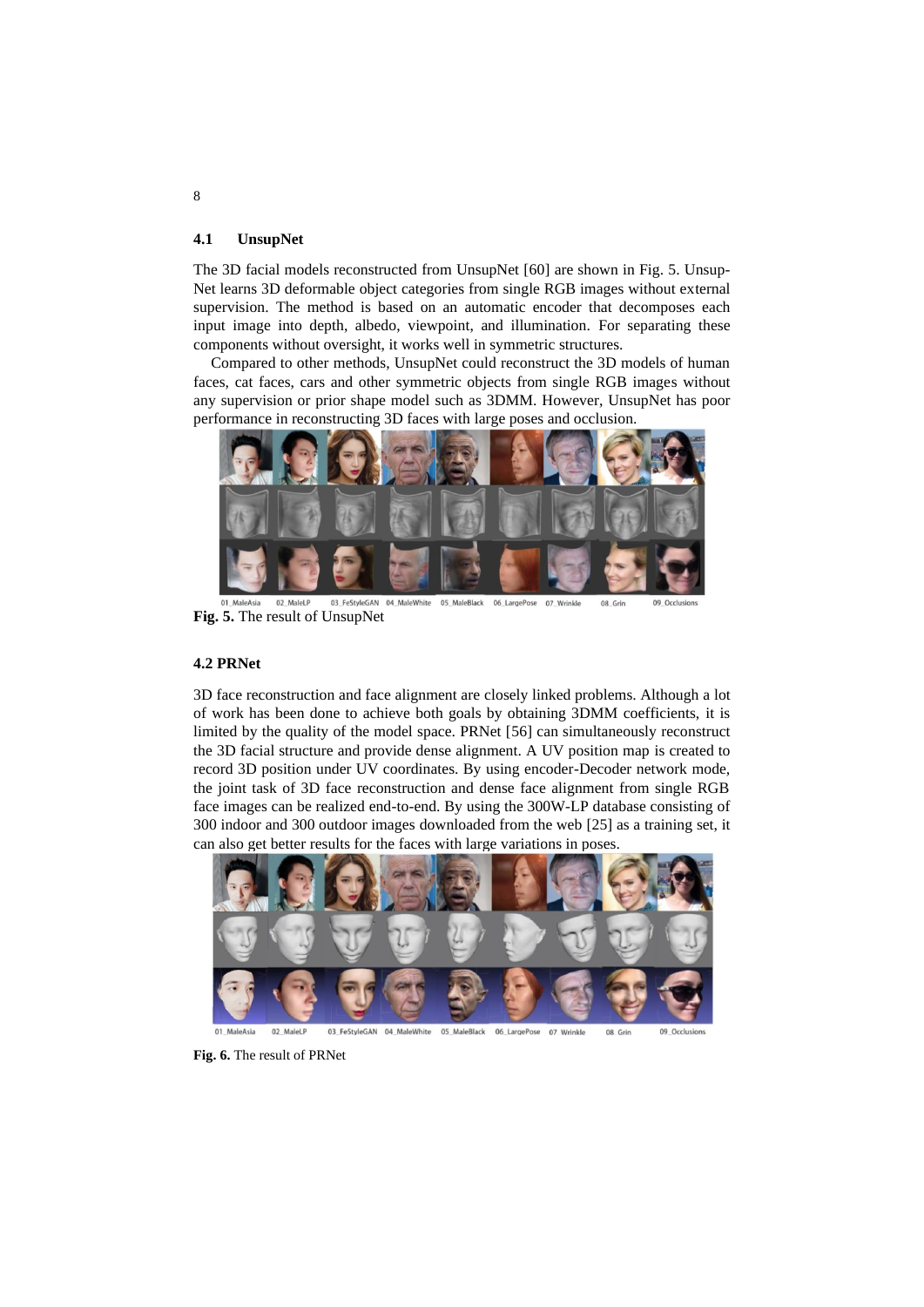### 4.1 UnsupNet

The 3D facial models reconstructed from UnsupNet [60] are shown in Fig. 5. UnsupNet learns 3D deformable object categories from single RGB images without external supervision. The method is based on an automatic encoder that decomposes each input image into depth, albedo, viewpoint, and illumination. For separating these components without oversight, it works well in symmetric structures.

Compared to other methods, UnsupNet could reconstruct the 3D models of human faces, cat faces, cars and other symmetric objects from single RGB images without any supervision or prior shape model such as 3DMM. However, UnsupNet has poor performance in reconstructing 3D faces with large poses and occlusion.

01_MaleAsia 02_MaleLP 03_FeStyleGAN 04_MaleWhite 05_MaleBlack 06_LargePose 07_Wrinkle 08_Grin 09_Occlusions

**Fig. 5.** The result of UnsupNet

### 4.2 PRNet

3D face reconstruction and face alignment are closely linked problems. Although a lot of work has been done to achieve both goals by obtaining 3DMM coefficients, it is limited by the quality of the model space. PRNet [56] can simultaneously reconstruct the 3D facial structure and provide dense alignment. A UV position map is created to record 3D position under UV coordinates. By using encoder-Decoder network mode, the joint task of 3D face reconstruction and dense face alignment from single RGB face images can be realized end-to-end. By using the 300W-LP database consisting of 300 indoor and 300 outdoor images downloaded from the web [25] as a training set, it can also get better results for the faces with large variations in poses.

01_MaleAsia 02_MaleLP 03_FeStyleGAN 04_MaleWhite 05_MaleBlack 06_LargePose 07_Wrinkle 08_Grin 09_Occlusions

**Fig. 6.** The result of PRNet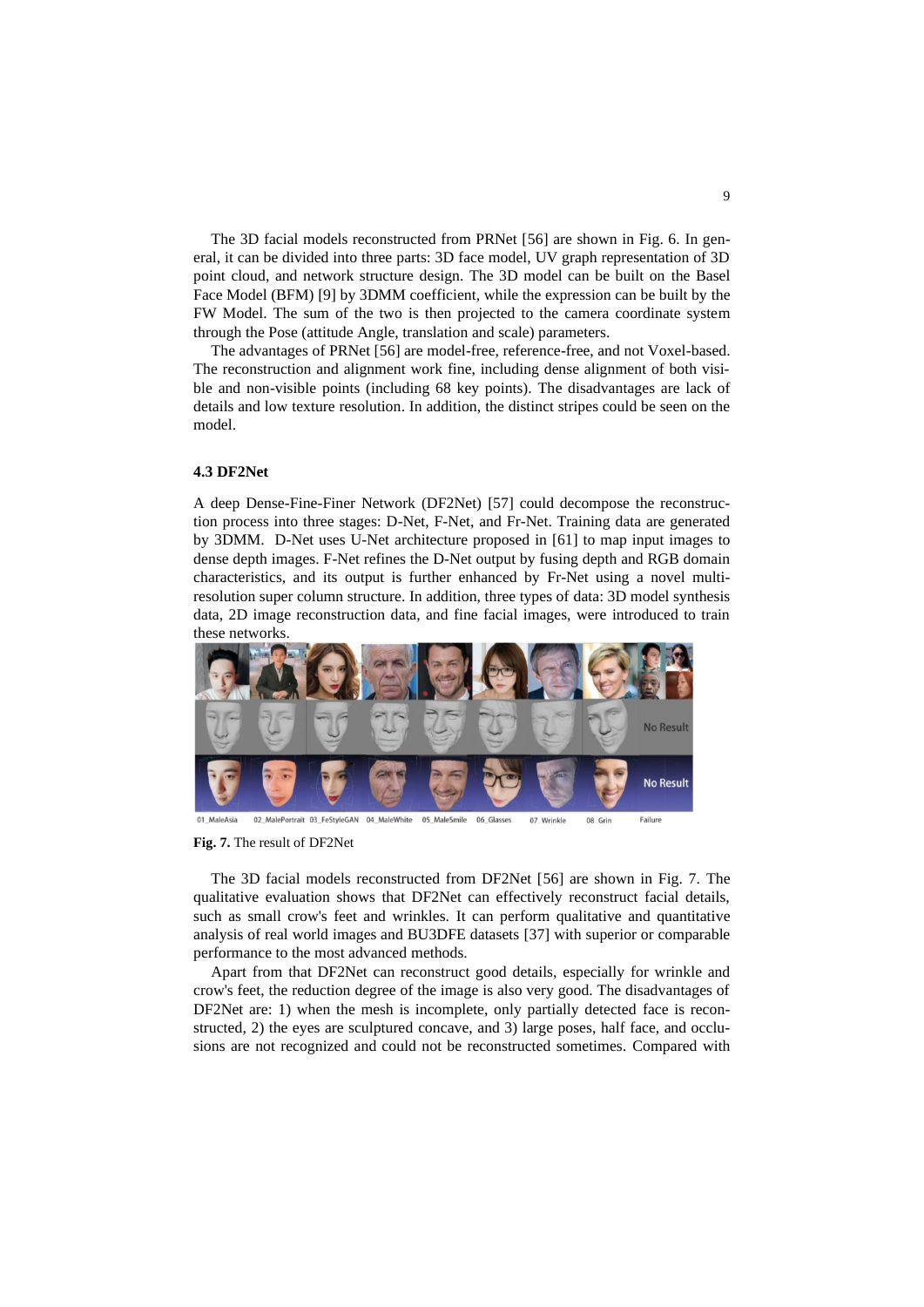The 3D facial models reconstructed from PRNet [56] are shown in Fig. 6. In general, it can be divided into three parts: 3D face model, UV graph representation of 3D point cloud, and network structure design. The 3D model can be built on the Basel Face Model (BFM) [9] by 3DMM coefficient, while the expression can be built by the FW Model. The sum of the two is then projected to the camera coordinate system through the Pose (attitude Angle, translation and scale) parameters.

The advantages of PRNet [56] are model-free, reference-free, and not Voxel-based. The reconstruction and alignment work fine, including dense alignment of both visible and non-visible points (including 68 key points). The disadvantages are lack of details and low texture resolution. In addition, the distinct stripes could be seen on the model.

### 4.3 DF2Net

A deep Dense-Fine-Finer Network (DF2Net) [57] could decompose the reconstruction process into three stages: D-Net, F-Net, and Fr-Net. Training data are generated by 3DMM. D-Net uses U-Net architecture proposed in [61] to map input images to dense depth images. F-Net refines the D-Net output by fusing depth and RGB domain characteristics, and its output is further enhanced by Fr-Net using a novel multi-resolution super column structure. In addition, three types of data: 3D model synthesis data, 2D image reconstruction data, and fine facial images, were introduced to train these networks.

**Fig. 7.** The result of DF2Net

The 3D facial models reconstructed from DF2Net [56] are shown in Fig. 7. The qualitative evaluation shows that DF2Net can effectively reconstruct facial details, such as small crow's feet and wrinkles. It can perform qualitative and quantitative analysis of real world images and BU3DFE datasets [37] with superior or comparable performance to the most advanced methods.

Apart from that DF2Net can reconstruct good details, especially for wrinkle and crow's feet, the reduction degree of the image is also very good. The disadvantages of DF2Net are: 1) when the mesh is incomplete, only partially detected face is reconstructed, 2) the eyes are sculptured concave, and 3) large poses, half face, and occlusions are not recognized and could not be reconstructed sometimes. Compared with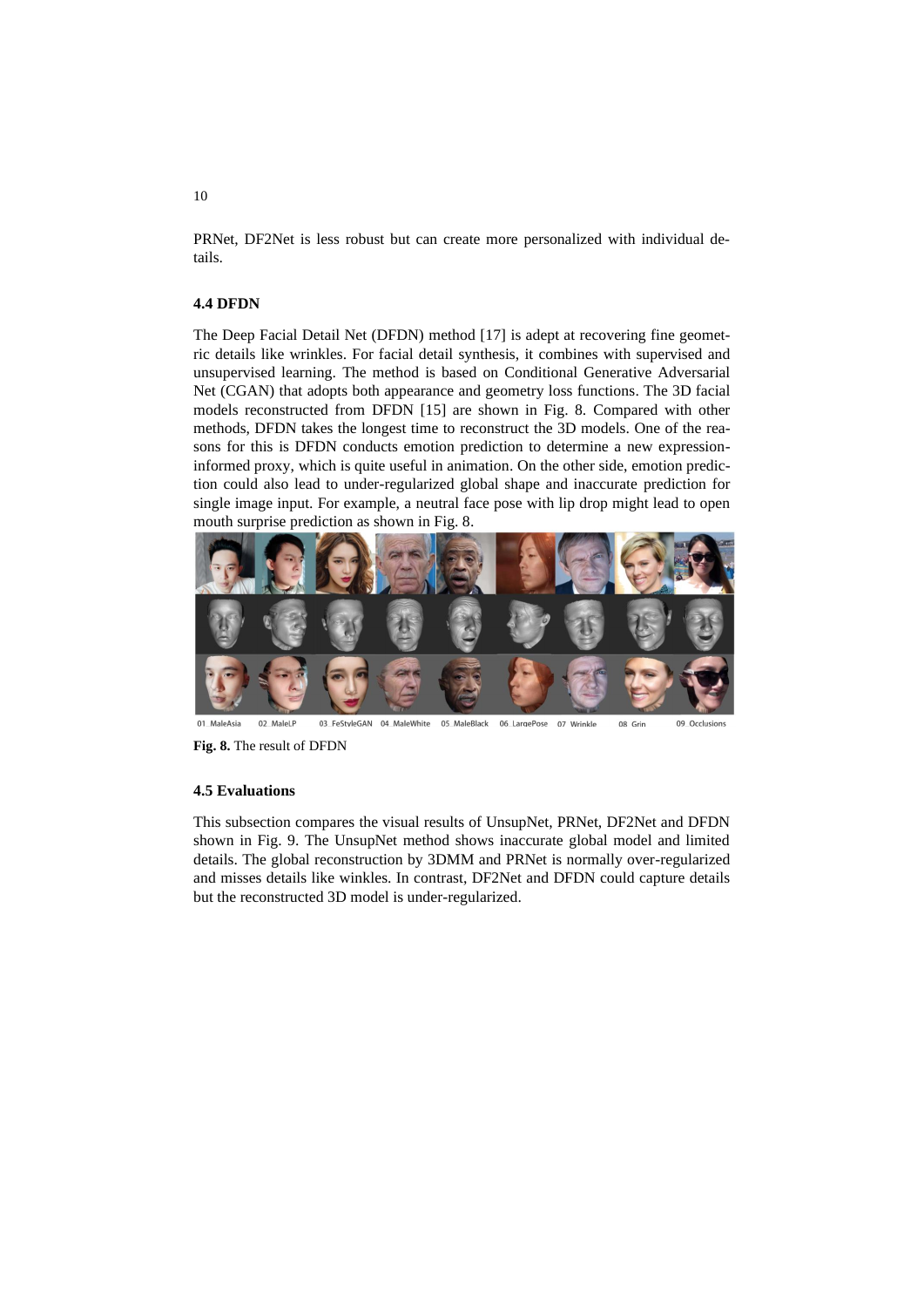PRNet, DF2Net is less robust but can create more personalized with individual details.

### 4.4 DFDN

The Deep Facial Detail Net (DFDN) method [17] is adept at recovering fine geometric details like wrinkles. For facial detail synthesis, it combines with supervised and unsupervised learning. The method is based on Conditional Generative Adversarial Net (CGAN) that adopts both appearance and geometry loss functions. The 3D facial models reconstructed from DFDN [15] are shown in Fig. 8. Compared with other methods, DFDN takes the longest time to reconstruct the 3D models. One of the reasons for this is DFDN conducts emotion prediction to determine a new expression-informed proxy, which is quite useful in animation. On the other side, emotion prediction could also lead to under-regularized global shape and inaccurate prediction for single image input. For example, a neutral face pose with lip drop might lead to open mouth surprise prediction as shown in Fig. 8.

01_MaleAsia 02_MaleLP 03_FeStyleGAN 04_MaleWhite 05_MaleBlack 06_LargePose 07_Wrinkle 08_Grin 09_Occlusions

**Fig. 8.** The result of DFDN

### 4.5 Evaluations

This subsection compares the visual results of UnsupNet, PRNet, DF2Net and DFDN shown in Fig. 9. The UnsupNet method shows inaccurate global model and limited details. The global reconstruction by 3DMM and PRNet is normally over-regularized and misses details like winkles. In contrast, DF2Net and DFDN could capture details but the reconstructed 3D model is under-regularized.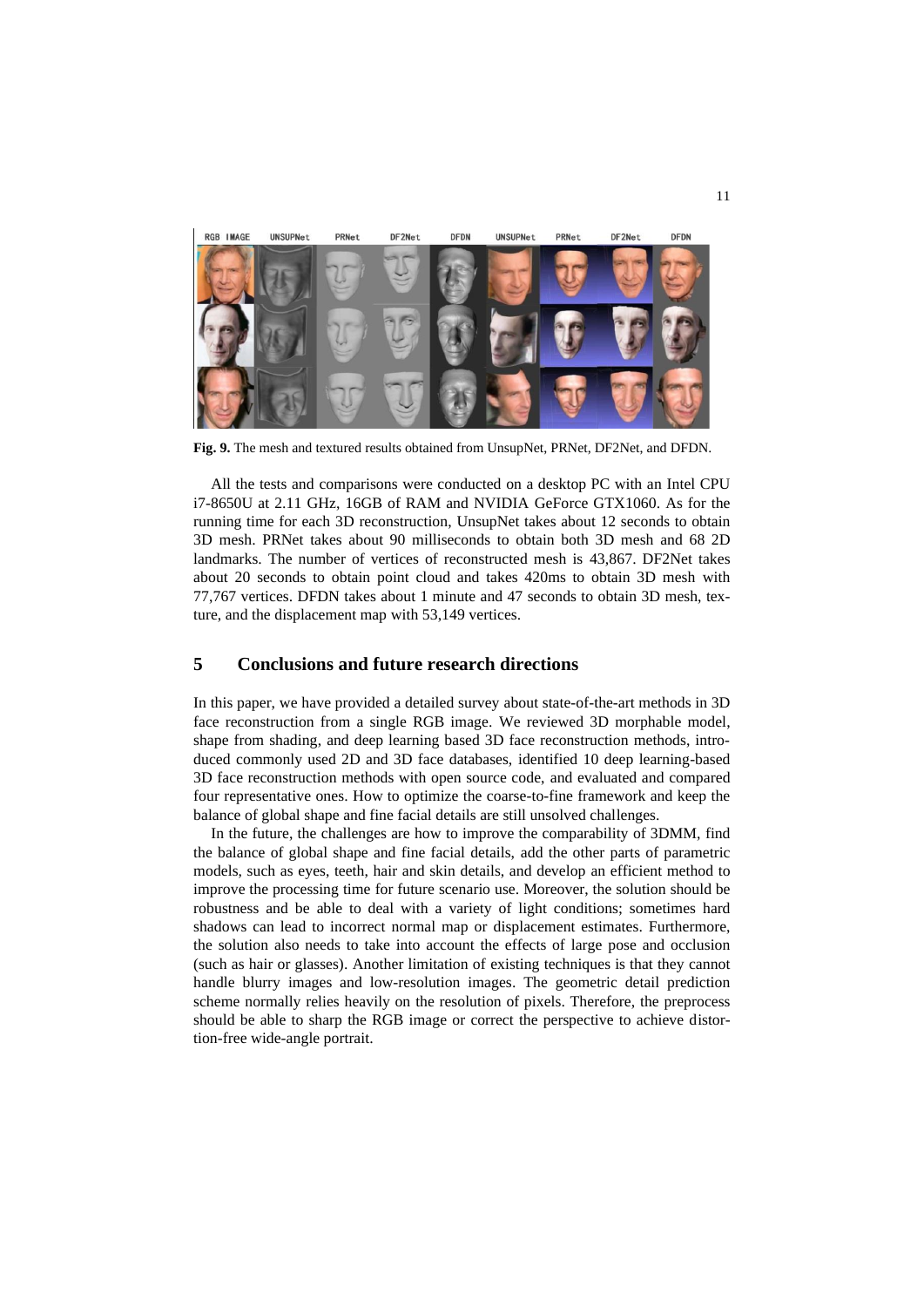**Fig. 9.** The mesh and textured results obtained from UnsupNet, PRNet, DF2Net, and DFDN.

All the tests and comparisons were conducted on a desktop PC with an Intel CPU i7-8650U at 2.11 GHz, 16GB of RAM and NVIDIA GeForce GTX1060. As for the running time for each 3D reconstruction, UnsupNet takes about 12 seconds to obtain 3D mesh. PRNet takes about 90 milliseconds to obtain both 3D mesh and 68 2D landmarks. The number of vertices of reconstructed mesh is 43,867. DF2Net takes about 20 seconds to obtain point cloud and takes 420ms to obtain 3D mesh with 77,767 vertices. DFDN takes about 1 minute and 47 seconds to obtain 3D mesh, texture, and the displacement map with 53,149 vertices.

## 5 Conclusions and future research directions

In this paper, we have provided a detailed survey about state-of-the-art methods in 3D face reconstruction from a single RGB image. We reviewed 3D morphable model, shape from shading, and deep learning based 3D face reconstruction methods, introduced commonly used 2D and 3D face databases, identified 10 deep learning-based 3D face reconstruction methods with open source code, and evaluated and compared four representative ones. How to optimize the coarse-to-fine framework and keep the balance of global shape and fine facial details are still unsolved challenges.

In the future, the challenges are how to improve the comparability of 3DMM, find the balance of global shape and fine facial details, add the other parts of parametric models, such as eyes, teeth, hair and skin details, and develop an efficient method to improve the processing time for future scenario use. Moreover, the solution should be robustness and be able to deal with a variety of light conditions; sometimes hard shadows can lead to incorrect normal map or displacement estimates. Furthermore, the solution also needs to take into account the effects of large pose and occlusion (such as hair or glasses). Another limitation of existing techniques is that they cannot handle blurry images and low-resolution images. The geometric detail prediction scheme normally relies heavily on the resolution of pixels. Therefore, the preprocess should be able to sharp the RGB image or correct the perspective to achieve distortion-free wide-angle portrait.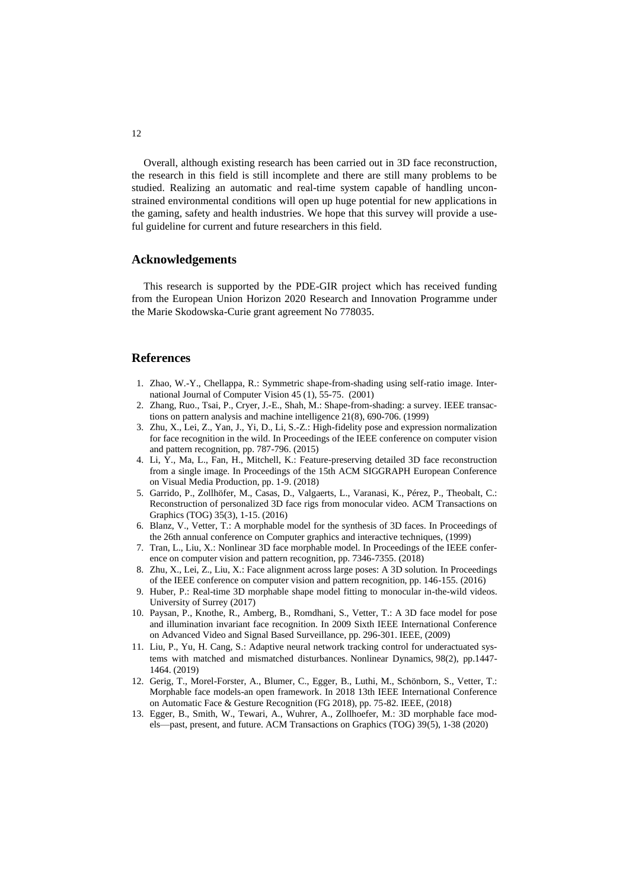Overall, although existing research has been carried out in 3D face reconstruction, the research in this field is still incomplete and there are still many problems to be studied. Realizing an automatic and real-time system capable of handling unconstrained environmental conditions will open up huge potential for new applications in the gaming, safety and health industries. We hope that this survey will provide a useful guideline for current and future researchers in this field.

## Acknowledgements

This research is supported by the PDE-GIR project which has received funding from the European Union Horizon 2020 Research and Innovation Programme under the Marie Skodowska-Curie grant agreement No 778035.

## References

1. Zhao, W.-Y., Chellappa, R.: Symmetric shape-from-shading using self-ratio image. International Journal of Computer Vision 45 (1), 55-75. (2001)
2. Zhang, Ruo., Tsai, P., Cryer, J.-E., Shah, M.: Shape-from-shading: a survey. IEEE transactions on pattern analysis and machine intelligence 21(8), 690-706. (1999)
3. Zhu, X., Lei, Z., Yan, J., Yi, D., Li, S.-Z.: High-fidelity pose and expression normalization for face recognition in the wild. In Proceedings of the IEEE conference on computer vision and pattern recognition, pp. 787-796. (2015)
4. Li, Y., Ma, L., Fan, H., Mitchell, K.: Feature-preserving detailed 3D face reconstruction from a single image. In Proceedings of the 15th ACM SIGGRAPH European Conference on Visual Media Production, pp. 1-9. (2018)
5. Garrido, P., Zollhöfer, M., Casas, D., Valgaerts, L., Varanasi, K., Pérez, P., Theobalt, C.: Reconstruction of personalized 3D face rigs from monocular video. ACM Transactions on Graphics (TOG) 35(3), 1-15. (2016)
6. Blanz, V., Vetter, T.: A morphable model for the synthesis of 3D faces. In Proceedings of the 26th annual conference on Computer graphics and interactive techniques, (1999)
7. Tran, L., Liu, X.: Nonlinear 3D face morphable model. In Proceedings of the IEEE conference on computer vision and pattern recognition, pp. 7346-7355. (2018)
8. Zhu, X., Lei, Z., Liu, X.: Face alignment across large poses: A 3D solution. In Proceedings of the IEEE conference on computer vision and pattern recognition, pp. 146-155. (2016)
9. Huber, P.: Real-time 3D morphable shape model fitting to monocular in-the-wild videos. University of Surrey (2017)
10. Paysan, P., Knothe, R., Amberg, B., Romdhani, S., Vetter, T.: A 3D face model for pose and illumination invariant face recognition. In 2009 Sixth IEEE International Conference on Advanced Video and Signal Based Surveillance, pp. 296-301. IEEE, (2009)
11. Liu, P., Yu, H. Cang, S.: Adaptive neural network tracking control for underactuated systems with matched and mismatched disturbances. Nonlinear Dynamics, 98(2), pp.1447-1464. (2019)
12. Gerig, T., Morel-Forster, A., Blumer, C., Egger, B., Luthi, M., Schönborn, S., Vetter, T.: Morphable face models-an open framework. In 2018 13th IEEE International Conference on Automatic Face & Gesture Recognition (FG 2018), pp. 75-82. IEEE, (2018)
13. Egger, B., Smith, W., Tewari, A., Wuhrer, A., Zollhoefer, M.: 3D morphable face models—past, present, and future. ACM Transactions on Graphics (TOG) 39(5), 1-38 (2020)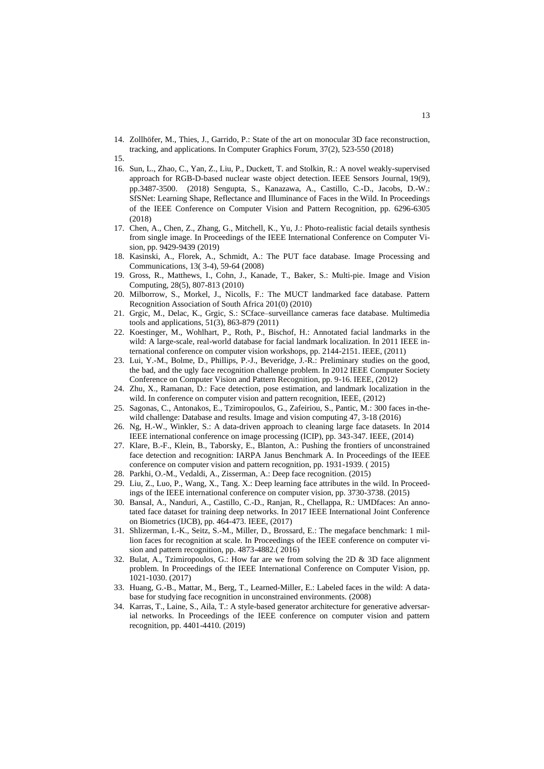14. Zollhöfer, M., Thies, J., Garrido, P.: State of the art on monocular 3D face reconstruction, tracking, and applications. In Computer Graphics Forum, 37(2), 523-550 (2018)
15. 
16. Sun, L., Zhao, C., Yan, Z., Liu, P., Duckett, T. and Stolkin, R.: A novel weakly-supervised approach for RGB-D-based nuclear waste object detection. IEEE Sensors Journal, 19(9), pp.3487-3500. (2018) Sengupta, S., Kanazawa, A., Castillo, C.-D., Jacobs, D.-W.: SfSNet: Learning Shape, Reflectance and Illuminance of Faces in the Wild. In Proceedings of the IEEE Conference on Computer Vision and Pattern Recognition, pp. 6296-6305 (2018)
17. Chen, A., Chen, Z., Zhang, G., Mitchell, K., Yu, J.: Photo-realistic facial details synthesis from single image. In Proceedings of the IEEE International Conference on Computer Vision, pp. 9429-9439 (2019)
18. Kasinski, A., Florek, A., Schmidt, A.: The PUT face database. Image Processing and Communications, 13( 3-4), 59-64 (2008)
19. Gross, R., Matthews, I., Cohn, J., Kanade, T., Baker, S.: Multi-pie. Image and Vision Computing, 28(5), 807-813 (2010)
20. Milborrow, S., Morkel, J., Nicolls, F.: The MUCT landmarked face database. Pattern Recognition Association of South Africa 201(0) (2010)
21. Grgic, M., Delac, K., Grgic, S.: SCface–surveillance cameras face database. Multimedia tools and applications, 51(3), 863-879 (2011)
22. Koestinger, M., Wohlhart, P., Roth, P., Bischof, H.: Annotated facial landmarks in the wild: A large-scale, real-world database for facial landmark localization. In 2011 IEEE international conference on computer vision workshops, pp. 2144-2151. IEEE, (2011)
23. Lui, Y.-M., Bolme, D., Phillips, P.-J., Beveridge, J.-R.: Preliminary studies on the good, the bad, and the ugly face recognition challenge problem. In 2012 IEEE Computer Society Conference on Computer Vision and Pattern Recognition, pp. 9-16. IEEE, (2012)
24. Zhu, X., Ramanan, D.: Face detection, pose estimation, and landmark localization in the wild. In conference on computer vision and pattern recognition, IEEE, (2012)
25. Sagonas, C., Antonakos, E., Tzimiropoulos, G., Zafeiriou, S., Pantic, M.: 300 faces in-the-wild challenge: Database and results. Image and vision computing 47, 3-18 (2016)
26. Ng, H.-W., Winkler, S.: A data-driven approach to cleaning large face datasets. In 2014 IEEE international conference on image processing (ICIP), pp. 343-347. IEEE, (2014)
27. Klare, B.-F., Klein, B., Taborsky, E., Blanton, A.: Pushing the frontiers of unconstrained face detection and recognition: IARPA Janus Benchmark A. In Proceedings of the IEEE conference on computer vision and pattern recognition, pp. 1931-1939. ( 2015)
28. Parkhi, O.-M., Vedaldi, A., Zisserman, A.: Deep face recognition. (2015)
29. Liu, Z., Luo, P., Wang, X., Tang. X.: Deep learning face attributes in the wild. In Proceedings of the IEEE international conference on computer vision, pp. 3730-3738. (2015)
30. Bansal, A., Nanduri, A., Castillo, C.-D., Ranjan, R., Chellappa, R.: UMDfaces: An annotated face dataset for training deep networks. In 2017 IEEE International Joint Conference on Biometrics (IJCB), pp. 464-473. IEEE, (2017)
31. Shlizerman, I.-K., Seitz, S.-M., Miller, D., Brossard, E.: The megaface benchmark: 1 million faces for recognition at scale. In Proceedings of the IEEE conference on computer vision and pattern recognition, pp. 4873-4882.( 2016)
32. Bulat, A., Tzimiropoulos, G.: How far are we from solving the 2D & 3D face alignment problem. In Proceedings of the IEEE International Conference on Computer Vision, pp. 1021-1030. (2017)
33. Huang, G.-B., Mattar, M., Berg, T., Learned-Miller, E.: Labeled faces in the wild: A database for studying face recognition in unconstrained environments. (2008)
34. Karras, T., Laine, S., Aila, T.: A style-based generator architecture for generative adversarial networks. In Proceedings of the IEEE conference on computer vision and pattern recognition, pp. 4401-4410. (2019)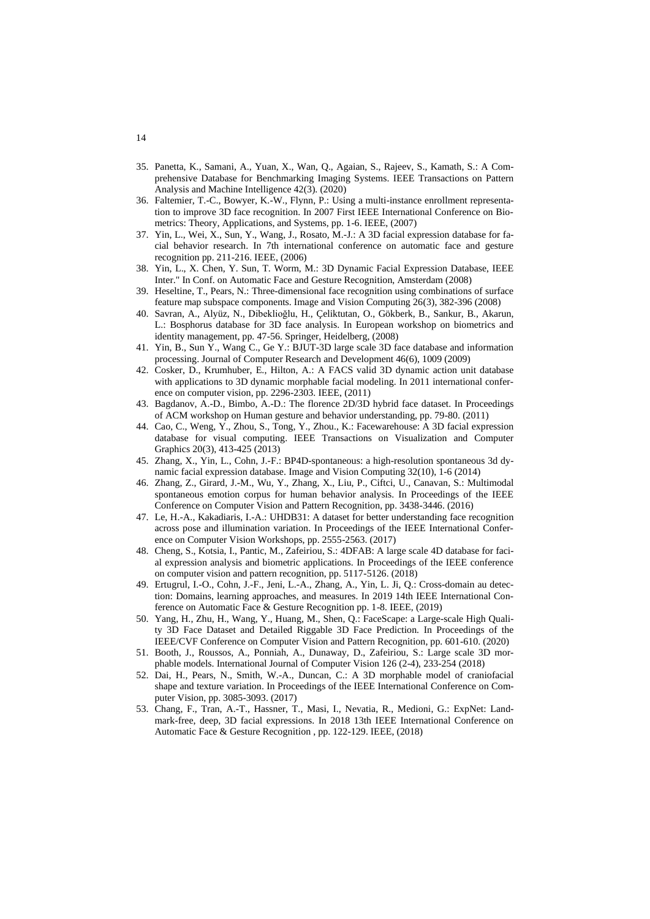35. Panetta, K., Samani, A., Yuan, X., Wan, Q., Agaian, S., Rajeev, S., Kamath, S.: A Comprehensive Database for Benchmarking Imaging Systems. IEEE Transactions on Pattern Analysis and Machine Intelligence 42(3). (2020)
36. Faltemier, T.-C., Bowyer, K.-W., Flynn, P.: Using a multi-instance enrollment representation to improve 3D face recognition. In 2007 First IEEE International Conference on Biometrics: Theory, Applications, and Systems, pp. 1-6. IEEE, (2007)
37. Yin, L., Wei, X., Sun, Y., Wang, J., Rosato, M.-J.: A 3D facial expression database for facial behavior research. In 7th international conference on automatic face and gesture recognition pp. 211-216. IEEE, (2006)
38. Yin, L., X. Chen, Y. Sun, T. Worm, M.: 3D Dynamic Facial Expression Database, IEEE Inter." In Conf. on Automatic Face and Gesture Recognition, Amsterdam (2008)
39. Heseltine, T., Pears, N.: Three-dimensional face recognition using combinations of surface feature map subspace components. Image and Vision Computing 26(3), 382-396 (2008)
40. Savran, A., Alyüz, N., Dibeklioğlu, H., Çeliktutan, O., Gökberk, B., Sankur, B., Akarun, L.: Bosphorus database for 3D face analysis. In European workshop on biometrics and identity management, pp. 47-56. Springer, Heidelberg, (2008)
41. Yin, B., Sun Y., Wang C., Ge Y.: BJUT-3D large scale 3D face database and information processing. Journal of Computer Research and Development 46(6), 1009 (2009)
42. Cosker, D., Krumhuber, E., Hilton, A.: A FACS valid 3D dynamic action unit database with applications to 3D dynamic morphable facial modeling. In 2011 international conference on computer vision, pp. 2296-2303. IEEE, (2011)
43. Bagdanov, A.-D., Bimbo, A.-D.: The florence 2D/3D hybrid face dataset. In Proceedings of ACM workshop on Human gesture and behavior understanding, pp. 79-80. (2011)
44. Cao, C., Weng, Y., Zhou, S., Tong, Y., Zhou., K.: Facewarehouse: A 3D facial expression database for visual computing. IEEE Transactions on Visualization and Computer Graphics 20(3), 413-425 (2013)
45. Zhang, X., Yin, L., Cohn, J.-F.: BP4D-spontaneous: a high-resolution spontaneous 3d dynamic facial expression database. Image and Vision Computing 32(10), 1-6 (2014)
46. Zhang, Z., Girard, J.-M., Wu, Y., Zhang, X., Liu, P., Ciftci, U., Canavan, S.: Multimodal spontaneous emotion corpus for human behavior analysis. In Proceedings of the IEEE Conference on Computer Vision and Pattern Recognition, pp. 3438-3446. (2016)
47. Le, H.-A., Kakadiaris, I.-A.: UHDB31: A dataset for better understanding face recognition across pose and illumination variation. In Proceedings of the IEEE International Conference on Computer Vision Workshops, pp. 2555-2563. (2017)
48. Cheng, S., Kotsia, I., Pantic, M., Zafeiriou, S.: 4DFAB: A large scale 4D database for facial expression analysis and biometric applications. In Proceedings of the IEEE conference on computer vision and pattern recognition, pp. 5117-5126. (2018)
49. Ertugrul, I.-O., Cohn, J.-F., Jeni, L.-A., Zhang, A., Yin, L. Ji, Q.: Cross-domain au detection: Domains, learning approaches, and measures. In 2019 14th IEEE International Conference on Automatic Face & Gesture Recognition pp. 1-8. IEEE, (2019)
50. Yang, H., Zhu, H., Wang, Y., Huang, M., Shen, Q.: FaceScape: a Large-scale High Quality 3D Face Dataset and Detailed Riggable 3D Face Prediction. In Proceedings of the IEEE/CVF Conference on Computer Vision and Pattern Recognition, pp. 601-610. (2020)
51. Booth, J., Roussos, A., Ponniah, A., Dunaway, D., Zafeiriou, S.: Large scale 3D morphable models. International Journal of Computer Vision 126 (2-4), 233-254 (2018)
52. Dai, H., Pears, N., Smith, W.-A., Duncan, C.: A 3D morphable model of craniofacial shape and texture variation. In Proceedings of the IEEE International Conference on Computer Vision, pp. 3085-3093. (2017)
53. Chang, F., Tran, A.-T., Hassner, T., Masi, I., Nevatia, R., Medioni, G.: ExpNet: Landmark-free, deep, 3D facial expressions. In 2018 13th IEEE International Conference on Automatic Face & Gesture Recognition , pp. 122-129. IEEE, (2018)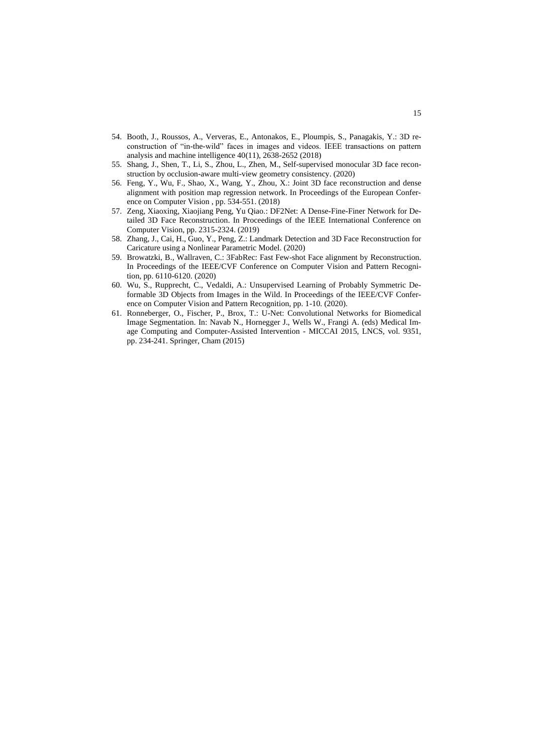54. Booth, J., Roussos, A., Ververas, E., Antonakos, E., Ploumpis, S., Panagakis, Y.: 3D reconstruction of "in-the-wild" faces in images and videos. IEEE transactions on pattern analysis and machine intelligence 40(11), 2638-2652 (2018)
55. Shang, J., Shen, T., Li, S., Zhou, L., Zhen, M., Self-supervised monocular 3D face reconstruction by occlusion-aware multi-view geometry consistency. (2020)
56. Feng, Y., Wu, F., Shao, X., Wang, Y., Zhou, X.: Joint 3D face reconstruction and dense alignment with position map regression network. In Proceedings of the European Conference on Computer Vision , pp. 534-551. (2018)
57. Zeng, Xiaoxing, Xiaojiang Peng, Yu Qiao.: DF2Net: A Dense-Fine-Finer Network for Detailed 3D Face Reconstruction. In Proceedings of the IEEE International Conference on Computer Vision, pp. 2315-2324. (2019)
58. Zhang, J., Cai, H., Guo, Y., Peng, Z.: Landmark Detection and 3D Face Reconstruction for Caricature using a Nonlinear Parametric Model. (2020)
59. Browatzki, B., Wallraven, C.: 3FabRec: Fast Few-shot Face alignment by Reconstruction. In Proceedings of the IEEE/CVF Conference on Computer Vision and Pattern Recognition, pp. 6110-6120. (2020)
60. Wu, S., Rupprecht, C., Vedaldi, A.: Unsupervised Learning of Probably Symmetric Deformable 3D Objects from Images in the Wild. In Proceedings of the IEEE/CVF Conference on Computer Vision and Pattern Recognition, pp. 1-10. (2020).
61. Ronneberger, O., Fischer, P., Brox, T.: U-Net: Convolutional Networks for Biomedical Image Segmentation. In: Navab N., Hornegger J., Wells W., Frangi A. (eds) Medical Image Computing and Computer-Assisted Intervention - MICCAI 2015, LNCS, vol. 9351, pp. 234-241. Springer, Cham (2015)